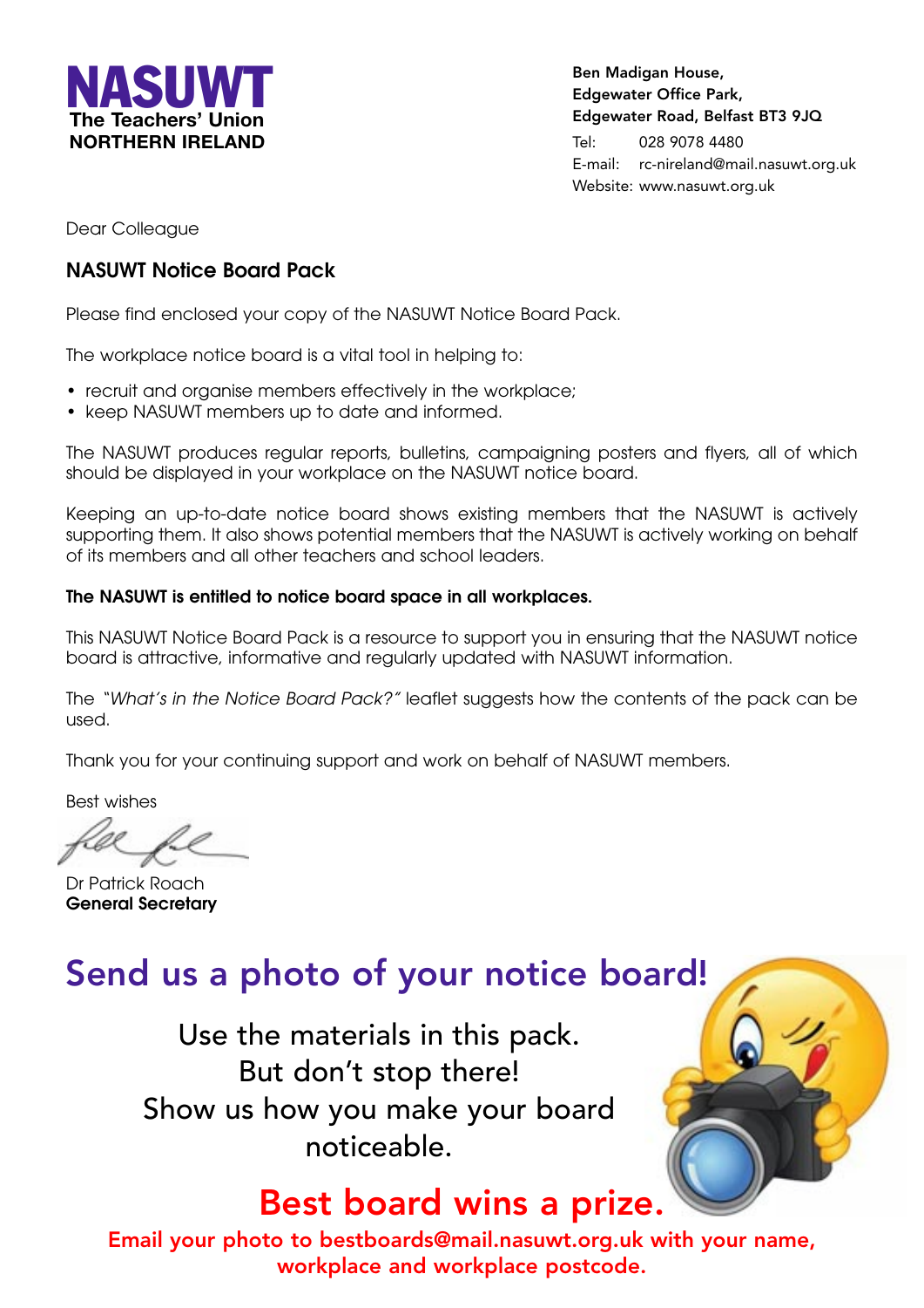**NASUWT**
**The Teachers' Union**
**NORTHERN IRELAND**

**Ben Madigan House,**
**Edgewater Office Park,**
**Edgewater Road, Belfast BT3 9JQ**
Tel: 028 9078 4480
E-mail: rc-nireland@mail.nasuwt.org.uk
Website: www.nasuwt.org.uk

Dear Colleague

**NASUWT Notice Board Pack**

Please find enclosed your copy of the NASUWT Notice Board Pack.

The workplace notice board is a vital tool in helping to:

- recruit and organise members effectively in the workplace;
- keep NASUWT members up to date and informed.

The NASUWT produces regular reports, bulletins, campaigning posters and flyers, all of which should be displayed in your workplace on the NASUWT notice board.

Keeping an up-to-date notice board shows existing members that the NASUWT is actively supporting them. It also shows potential members that the NASUWT is actively working on behalf of its members and all other teachers and school leaders.

**The NASUWT is entitled to notice board space in all workplaces.**

This NASUWT Notice Board Pack is a resource to support you in ensuring that the NASUWT notice board is attractive, informative and regularly updated with NASUWT information.

The *"What's in the Notice Board Pack?"* leaflet suggests how the contents of the pack can be used.

Thank you for your continuing support and work on behalf of NASUWT members.

Best wishes

Dr Patrick Roach
**General Secretary**

## Send us a photo of your notice board!

Use the materials in this pack.
But don't stop there!
Show us how you make your board noticeable.

**Best board wins a prize.**

**Email your photo to bestboards@mail.nasuwt.org.uk with your name, workplace and workplace postcode.**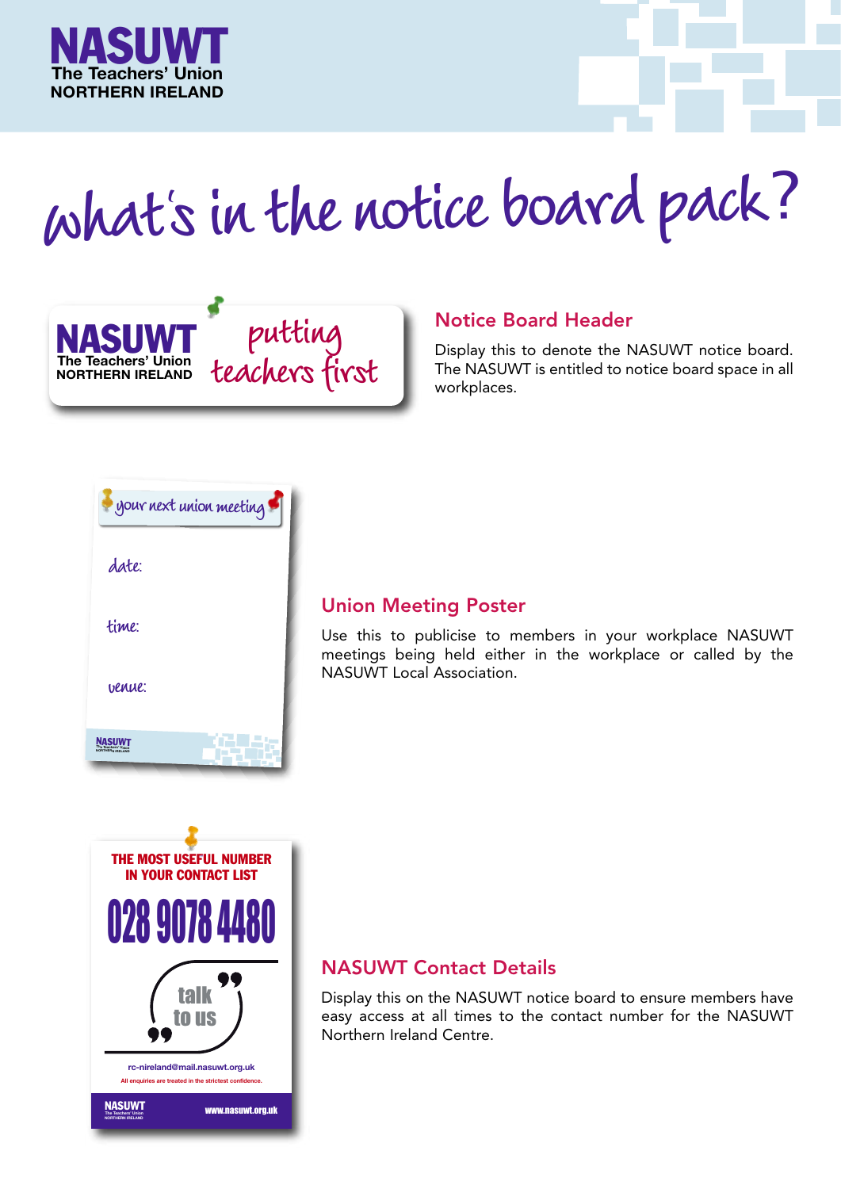NASUWT
The Teachers' Union
NORTHERN IRELAND

# what's in the notice board pack?

NASUWT
The Teachers' Union
NORTHERN IRELAND

putting teachers first

## Notice Board Header

Display this to denote the NASUWT notice board. The NASUWT is entitled to notice board space in all workplaces.

your next union meeting

date:

time:

venue:

NASUWT

## Union Meeting Poster

Use this to publicise to members in your workplace NASUWT meetings being held either in the workplace or called by the NASUWT Local Association.

THE MOST USEFUL NUMBER IN YOUR CONTACT LIST

028 9078 4480

talk to us

rc-nireland@mail.nasuwt.org.uk

All enquiries are treated in the strictest confidence.

NASUWT The Teachers' Union NORTHERN IRELAND

www.nasuwt.org.uk

## NASUWT Contact Details

Display this on the NASUWT notice board to ensure members have easy access at all times to the contact number for the NASUWT Northern Ireland Centre.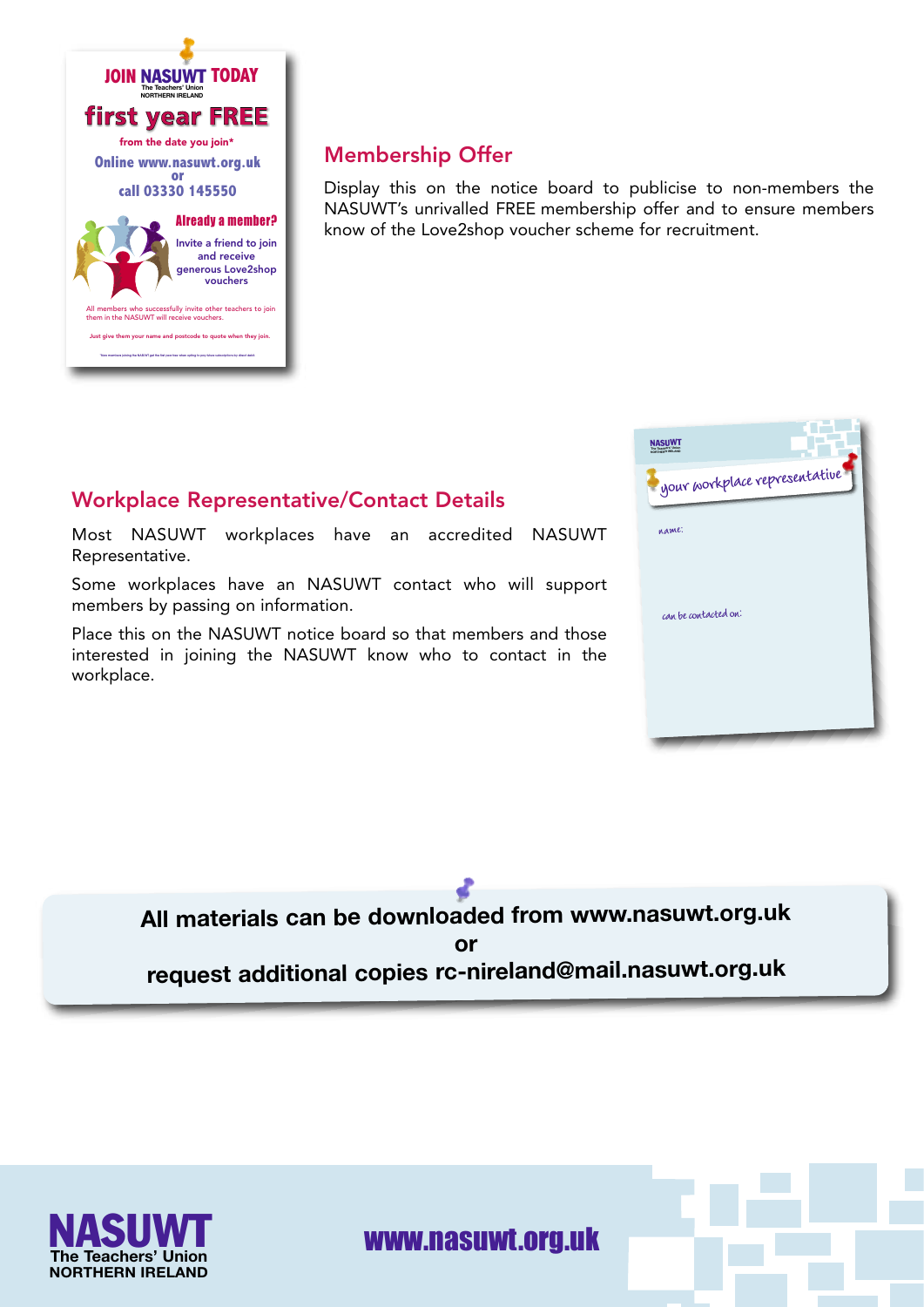JOIN NASUWT TODAY

The Teachers' Union
NORTHERN IRELAND

first year FREE

from the date you join*

Online www.nasuwt.org.uk
or
call 03330 145550

Already a member?

Invite a friend to join and receive generous Love2shop vouchers

All members who successfully invite other teachers to join them in the NASUWT will receive vouchers.

Just give them your name and postcode to quote when they join.

## Membership Offer

Display this on the notice board to publicise to non-members the NASUWT's unrivalled FREE membership offer and to ensure members know of the Love2shop voucher scheme for recruitment.

## Workplace Representative/Contact Details

Most NASUWT workplaces have an accredited NASUWT Representative.

Some workplaces have an NASUWT contact who will support members by passing on information.

Place this on the NASUWT notice board so that members and those interested in joining the NASUWT know who to contact in the workplace.

NASUWT
The Teachers' Union
NORTHERN IRELAND

your workplace representative

name:

can be contacted on:

**All materials can be downloaded from www.nasuwt.org.uk**
**or**
**request additional copies rc-nireland@mail.nasuwt.org.uk**

NASUWT
The Teachers' Union
NORTHERN IRELAND

www.nasuwt.org.uk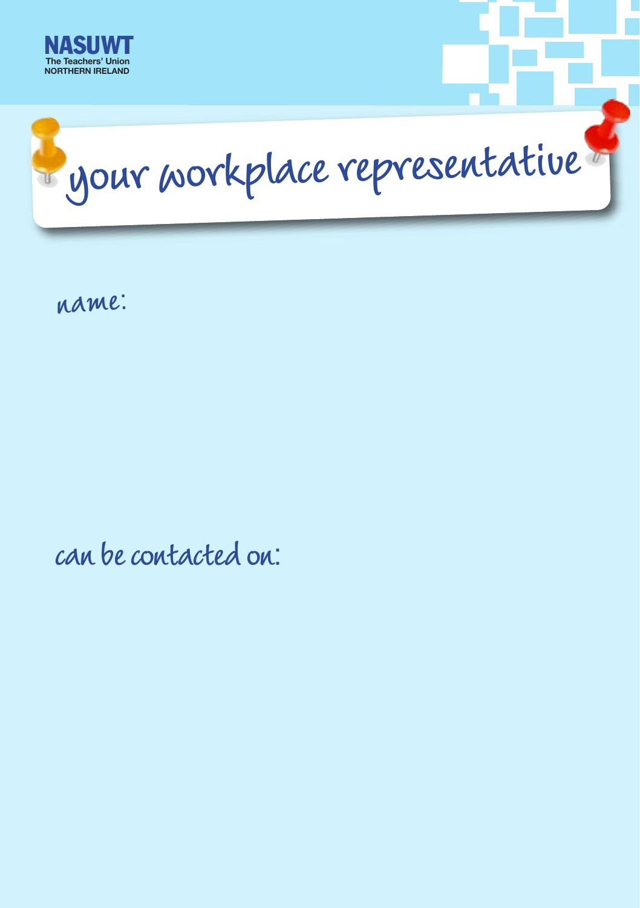NASUWT
The Teachers' Union
NORTHERN IRELAND

# your workplace representative

name:

can be contacted on: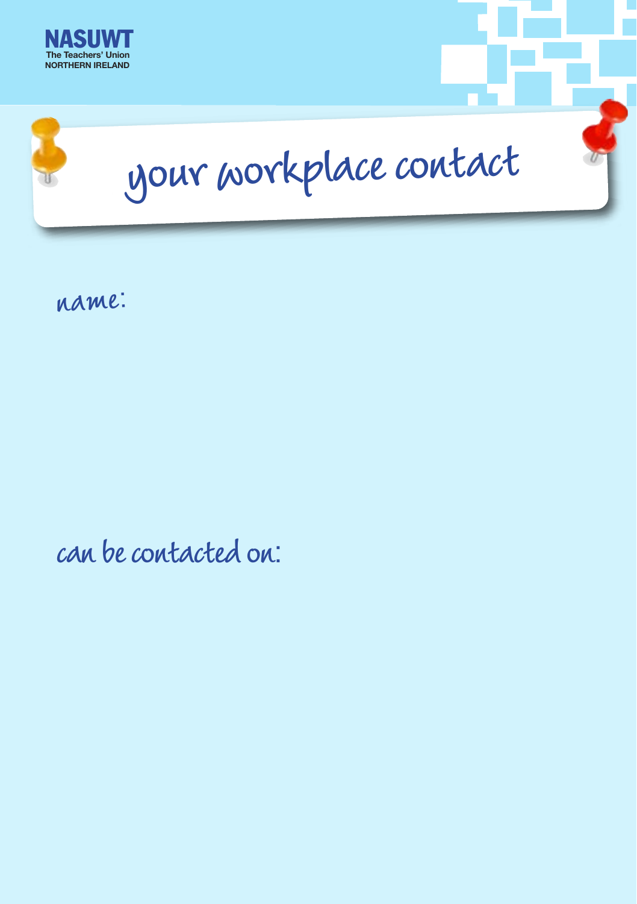NASUWT
The Teachers' Union
NORTHERN IRELAND

# your workplace contact

name:

can be contacted on: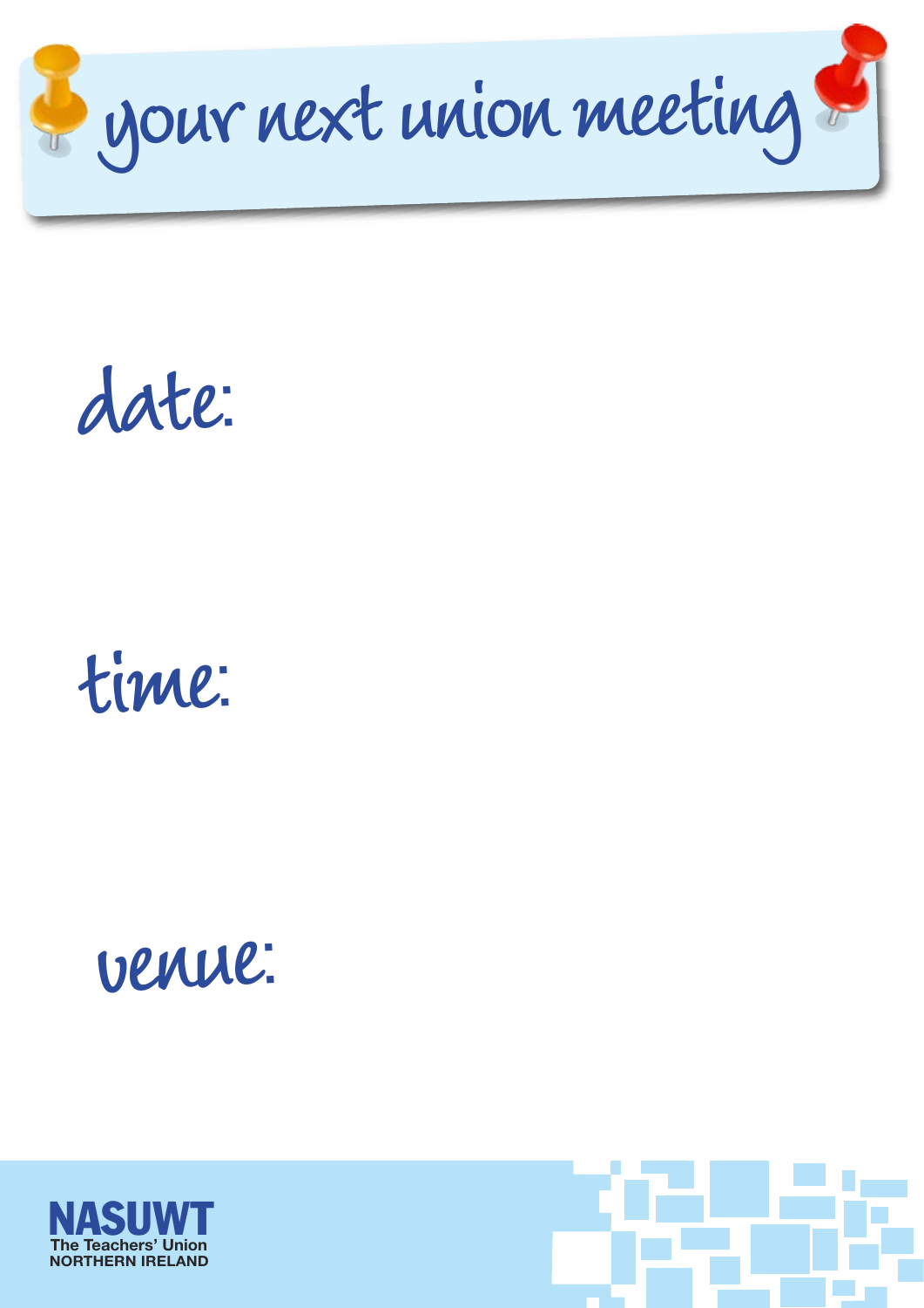# your next union meeting

**date:**

**time:**

**venue:**

NASUWT
The Teachers' Union
NORTHERN IRELAND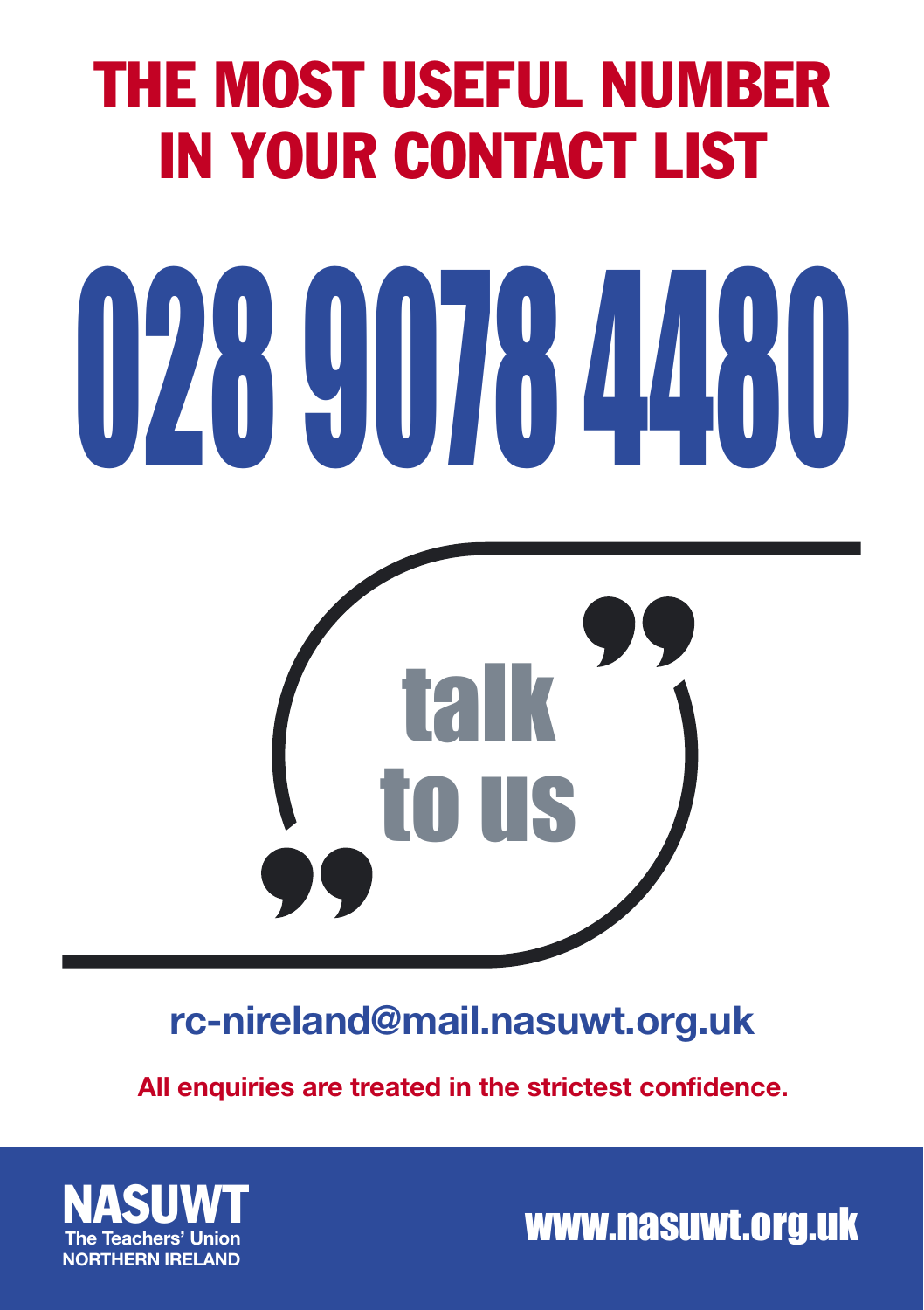# THE MOST USEFUL NUMBER IN YOUR CONTACT LIST

# 028 9078 4480

## talk to us

**rc-nireland@mail.nasuwt.org.uk**

**All enquiries are treated in the strictest confidence.**

**NASUWT**
The Teachers' Union
NORTHERN IRELAND

**www.nasuwt.org.uk**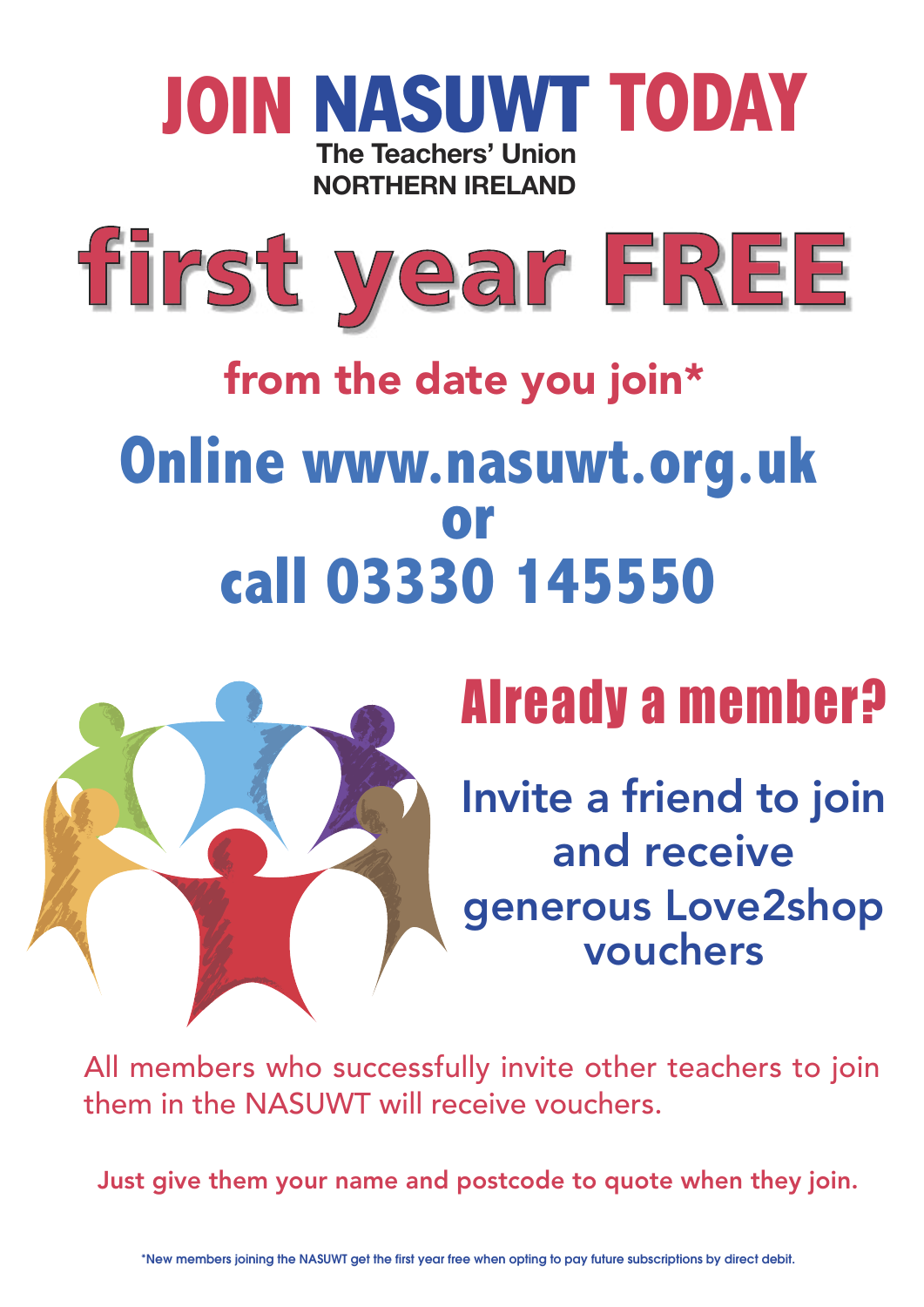# JOIN NASUWT TODAY

**The Teachers' Union**
**NORTHERN IRELAND**

# first year FREE

## from the date you join*

## Online www.nasuwt.org.uk
## or
## call 03330 145550

## Already a member?

### Invite a friend to join and receive generous Love2shop vouchers

All members who successfully invite other teachers to join them in the NASUWT will receive vouchers.

**Just give them your name and postcode to quote when they join.**

*New members joining the NASUWT get the first year free when opting to pay future subscriptions by direct debit.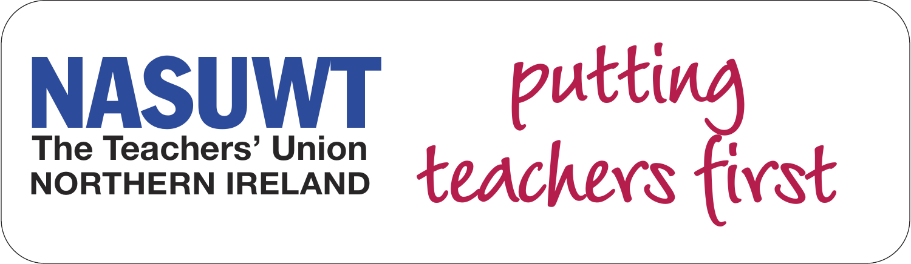NASUWT

The Teachers' Union

NORTHERN IRELAND

putting teachers first